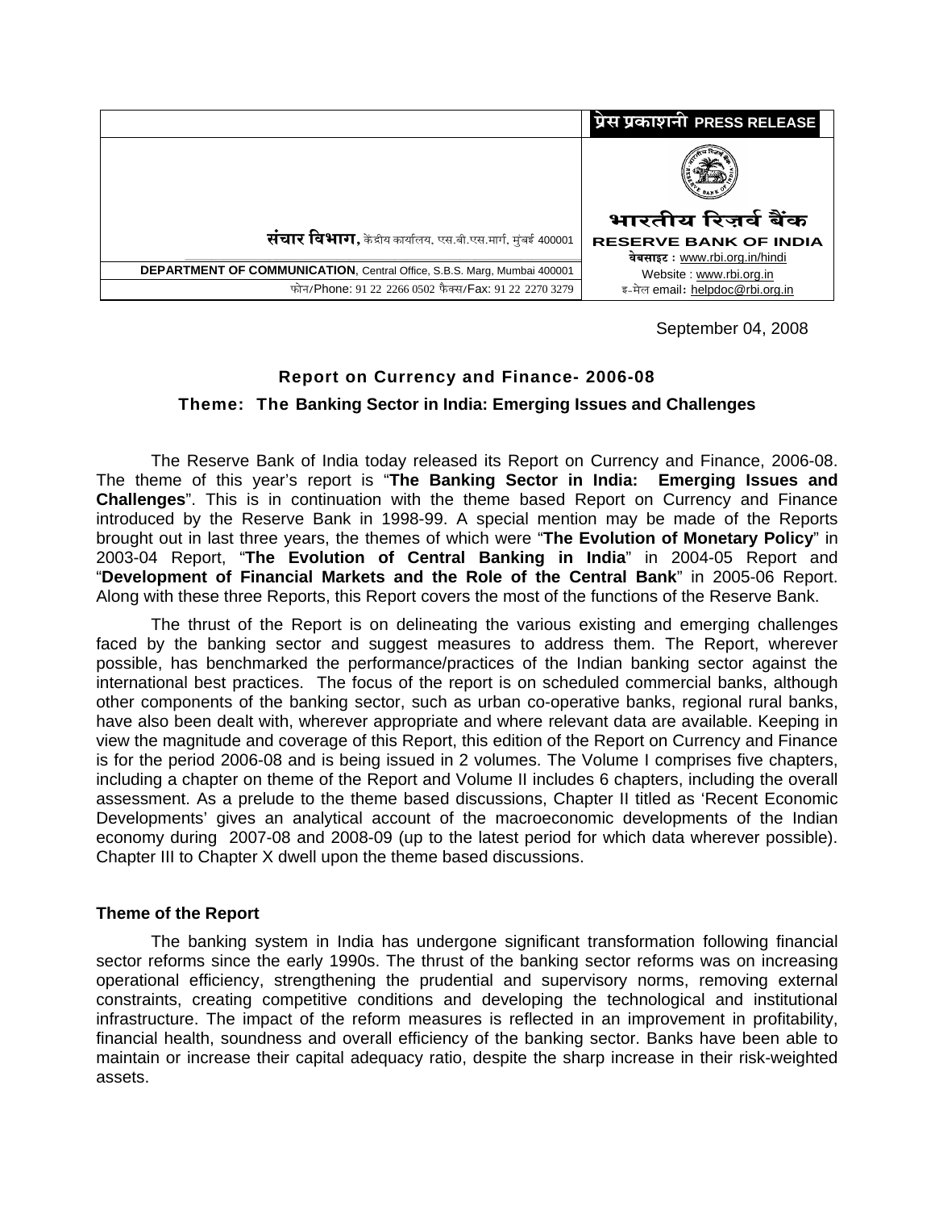| | **प्रेस प्रकाशनी PRESS RELEASE** |
|---|---|
| **संचार विभाग,** केंद्रीय कार्यालय, एस.बी.एस.मार्ग, मुंबई 400001 | **भारतीय रिज़र्व बैंक** **RESERVE BANK OF INDIA** |
| **DEPARTMENT OF COMMUNICATION**, Central Office, S.B.S. Marg, Mumbai 400001 | वेबसाइट : www.rbi.org.in/hindi Website : www.rbi.org.in |
| फोन/Phone: 91 22 2266 0502 फैक्स/Fax: 91 22 2270 3279 | इ-मेल email: helpdoc@rbi.org.in |

September 04, 2008

## Report on Currency and Finance- 2006-08

### Theme: The Banking Sector in India: Emerging Issues and Challenges

The Reserve Bank of India today released its Report on Currency and Finance, 2006-08. The theme of this year's report is "**The Banking Sector in India: Emerging Issues and Challenges**". This is in continuation with the theme based Report on Currency and Finance introduced by the Reserve Bank in 1998-99. A special mention may be made of the Reports brought out in last three years, the themes of which were "**The Evolution of Monetary Policy**" in 2003-04 Report, "**The Evolution of Central Banking in India**" in 2004-05 Report and "**Development of Financial Markets and the Role of the Central Bank**" in 2005-06 Report. Along with these three Reports, this Report covers the most of the functions of the Reserve Bank.

The thrust of the Report is on delineating the various existing and emerging challenges faced by the banking sector and suggest measures to address them. The Report, wherever possible, has benchmarked the performance/practices of the Indian banking sector against the international best practices. The focus of the report is on scheduled commercial banks, although other components of the banking sector, such as urban co-operative banks, regional rural banks, have also been dealt with, wherever appropriate and where relevant data are available. Keeping in view the magnitude and coverage of this Report, this edition of the Report on Currency and Finance is for the period 2006-08 and is being issued in 2 volumes. The Volume I comprises five chapters, including a chapter on theme of the Report and Volume II includes 6 chapters, including the overall assessment. As a prelude to the theme based discussions, Chapter II titled as 'Recent Economic Developments' gives an analytical account of the macroeconomic developments of the Indian economy during 2007-08 and 2008-09 (up to the latest period for which data wherever possible). Chapter III to Chapter X dwell upon the theme based discussions.

### Theme of the Report

The banking system in India has undergone significant transformation following financial sector reforms since the early 1990s. The thrust of the banking sector reforms was on increasing operational efficiency, strengthening the prudential and supervisory norms, removing external constraints, creating competitive conditions and developing the technological and institutional infrastructure. The impact of the reform measures is reflected in an improvement in profitability, financial health, soundness and overall efficiency of the banking sector. Banks have been able to maintain or increase their capital adequacy ratio, despite the sharp increase in their risk-weighted assets.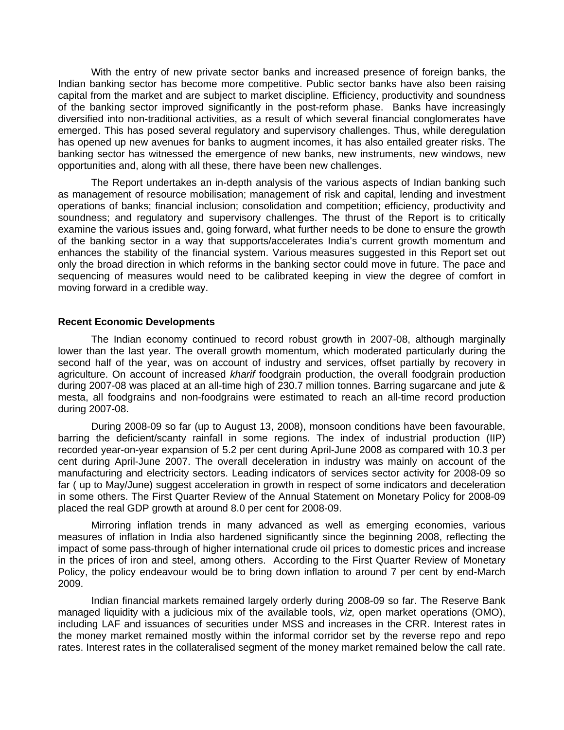With the entry of new private sector banks and increased presence of foreign banks, the Indian banking sector has become more competitive. Public sector banks have also been raising capital from the market and are subject to market discipline. Efficiency, productivity and soundness of the banking sector improved significantly in the post-reform phase. Banks have increasingly diversified into non-traditional activities, as a result of which several financial conglomerates have emerged. This has posed several regulatory and supervisory challenges. Thus, while deregulation has opened up new avenues for banks to augment incomes, it has also entailed greater risks. The banking sector has witnessed the emergence of new banks, new instruments, new windows, new opportunities and, along with all these, there have been new challenges.

The Report undertakes an in-depth analysis of the various aspects of Indian banking such as management of resource mobilisation; management of risk and capital, lending and investment operations of banks; financial inclusion; consolidation and competition; efficiency, productivity and soundness; and regulatory and supervisory challenges. The thrust of the Report is to critically examine the various issues and, going forward, what further needs to be done to ensure the growth of the banking sector in a way that supports/accelerates India's current growth momentum and enhances the stability of the financial system. Various measures suggested in this Report set out only the broad direction in which reforms in the banking sector could move in future. The pace and sequencing of measures would need to be calibrated keeping in view the degree of comfort in moving forward in a credible way.

**Recent Economic Developments**

The Indian economy continued to record robust growth in 2007-08, although marginally lower than the last year. The overall growth momentum, which moderated particularly during the second half of the year, was on account of industry and services, offset partially by recovery in agriculture. On account of increased *kharif* foodgrain production, the overall foodgrain production during 2007-08 was placed at an all-time high of 230.7 million tonnes. Barring sugarcane and jute & mesta, all foodgrains and non-foodgrains were estimated to reach an all-time record production during 2007-08.

During 2008-09 so far (up to August 13, 2008), monsoon conditions have been favourable, barring the deficient/scanty rainfall in some regions. The index of industrial production (IIP) recorded year-on-year expansion of 5.2 per cent during April-June 2008 as compared with 10.3 per cent during April-June 2007. The overall deceleration in industry was mainly on account of the manufacturing and electricity sectors. Leading indicators of services sector activity for 2008-09 so far ( up to May/June) suggest acceleration in growth in respect of some indicators and deceleration in some others. The First Quarter Review of the Annual Statement on Monetary Policy for 2008-09 placed the real GDP growth at around 8.0 per cent for 2008-09.

Mirroring inflation trends in many advanced as well as emerging economies, various measures of inflation in India also hardened significantly since the beginning 2008, reflecting the impact of some pass-through of higher international crude oil prices to domestic prices and increase in the prices of iron and steel, among others. According to the First Quarter Review of Monetary Policy, the policy endeavour would be to bring down inflation to around 7 per cent by end-March 2009.

Indian financial markets remained largely orderly during 2008-09 so far. The Reserve Bank managed liquidity with a judicious mix of the available tools, *viz,* open market operations (OMO), including LAF and issuances of securities under MSS and increases in the CRR. Interest rates in the money market remained mostly within the informal corridor set by the reverse repo and repo rates. Interest rates in the collateralised segment of the money market remained below the call rate.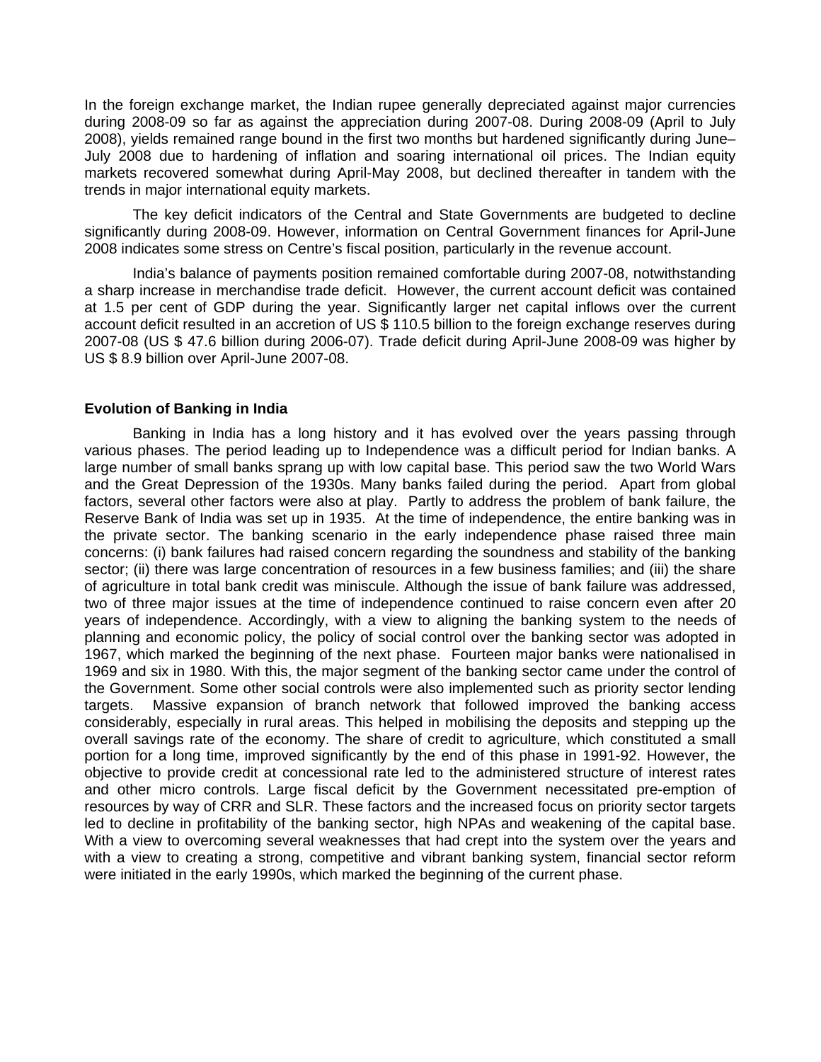In the foreign exchange market, the Indian rupee generally depreciated against major currencies during 2008-09 so far as against the appreciation during 2007-08. During 2008-09 (April to July 2008), yields remained range bound in the first two months but hardened significantly during June–July 2008 due to hardening of inflation and soaring international oil prices. The Indian equity markets recovered somewhat during April-May 2008, but declined thereafter in tandem with the trends in major international equity markets.

The key deficit indicators of the Central and State Governments are budgeted to decline significantly during 2008-09. However, information on Central Government finances for April-June 2008 indicates some stress on Centre's fiscal position, particularly in the revenue account.

India's balance of payments position remained comfortable during 2007-08, notwithstanding a sharp increase in merchandise trade deficit. However, the current account deficit was contained at 1.5 per cent of GDP during the year. Significantly larger net capital inflows over the current account deficit resulted in an accretion of US $ 110.5 billion to the foreign exchange reserves during 2007-08 (US $ 47.6 billion during 2006-07). Trade deficit during April-June 2008-09 was higher by US $ 8.9 billion over April-June 2007-08.

**Evolution of Banking in India**

Banking in India has a long history and it has evolved over the years passing through various phases. The period leading up to Independence was a difficult period for Indian banks. A large number of small banks sprang up with low capital base. This period saw the two World Wars and the Great Depression of the 1930s. Many banks failed during the period. Apart from global factors, several other factors were also at play. Partly to address the problem of bank failure, the Reserve Bank of India was set up in 1935. At the time of independence, the entire banking was in the private sector. The banking scenario in the early independence phase raised three main concerns: (i) bank failures had raised concern regarding the soundness and stability of the banking sector; (ii) there was large concentration of resources in a few business families; and (iii) the share of agriculture in total bank credit was miniscule. Although the issue of bank failure was addressed, two of three major issues at the time of independence continued to raise concern even after 20 years of independence. Accordingly, with a view to aligning the banking system to the needs of planning and economic policy, the policy of social control over the banking sector was adopted in 1967, which marked the beginning of the next phase. Fourteen major banks were nationalised in 1969 and six in 1980. With this, the major segment of the banking sector came under the control of the Government. Some other social controls were also implemented such as priority sector lending targets. Massive expansion of branch network that followed improved the banking access considerably, especially in rural areas. This helped in mobilising the deposits and stepping up the overall savings rate of the economy. The share of credit to agriculture, which constituted a small portion for a long time, improved significantly by the end of this phase in 1991-92. However, the objective to provide credit at concessional rate led to the administered structure of interest rates and other micro controls. Large fiscal deficit by the Government necessitated pre-emption of resources by way of CRR and SLR. These factors and the increased focus on priority sector targets led to decline in profitability of the banking sector, high NPAs and weakening of the capital base. With a view to overcoming several weaknesses that had crept into the system over the years and with a view to creating a strong, competitive and vibrant banking system, financial sector reform were initiated in the early 1990s, which marked the beginning of the current phase.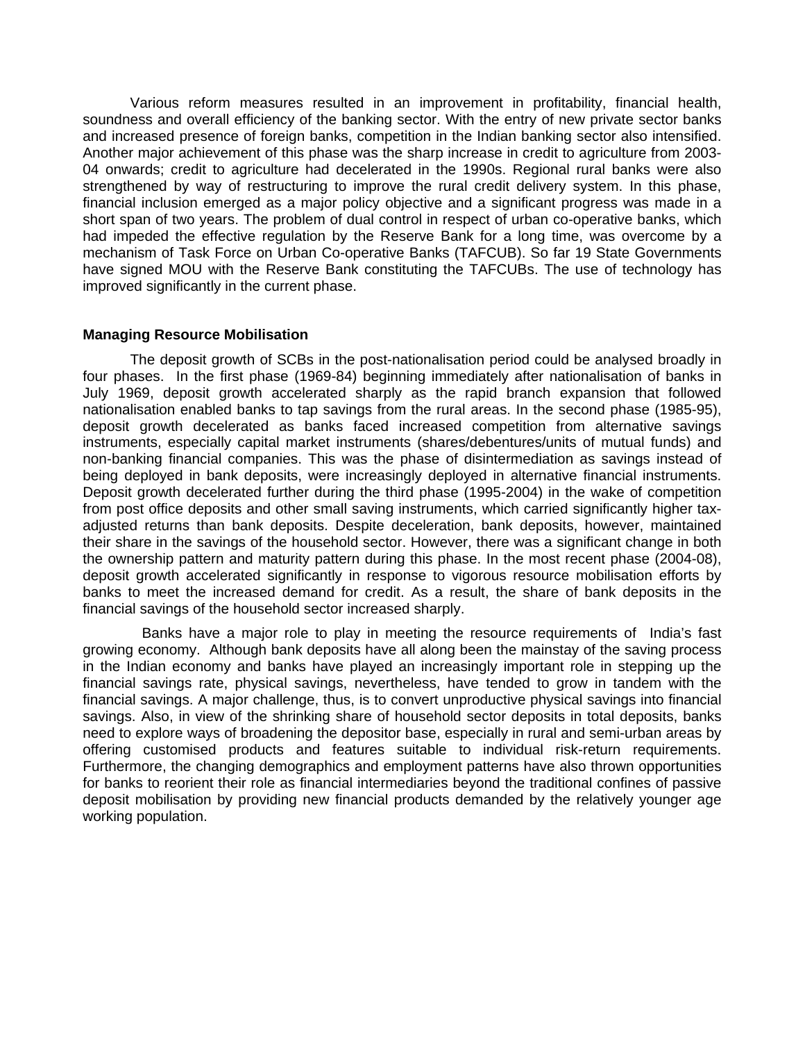Various reform measures resulted in an improvement in profitability, financial health, soundness and overall efficiency of the banking sector. With the entry of new private sector banks and increased presence of foreign banks, competition in the Indian banking sector also intensified. Another major achievement of this phase was the sharp increase in credit to agriculture from 2003-04 onwards; credit to agriculture had decelerated in the 1990s. Regional rural banks were also strengthened by way of restructuring to improve the rural credit delivery system. In this phase, financial inclusion emerged as a major policy objective and a significant progress was made in a short span of two years. The problem of dual control in respect of urban co-operative banks, which had impeded the effective regulation by the Reserve Bank for a long time, was overcome by a mechanism of Task Force on Urban Co-operative Banks (TAFCUB). So far 19 State Governments have signed MOU with the Reserve Bank constituting the TAFCUBs. The use of technology has improved significantly in the current phase.

**Managing Resource Mobilisation**

The deposit growth of SCBs in the post-nationalisation period could be analysed broadly in four phases. In the first phase (1969-84) beginning immediately after nationalisation of banks in July 1969, deposit growth accelerated sharply as the rapid branch expansion that followed nationalisation enabled banks to tap savings from the rural areas. In the second phase (1985-95), deposit growth decelerated as banks faced increased competition from alternative savings instruments, especially capital market instruments (shares/debentures/units of mutual funds) and non-banking financial companies. This was the phase of disintermediation as savings instead of being deployed in bank deposits, were increasingly deployed in alternative financial instruments. Deposit growth decelerated further during the third phase (1995-2004) in the wake of competition from post office deposits and other small saving instruments, which carried significantly higher tax-adjusted returns than bank deposits. Despite deceleration, bank deposits, however, maintained their share in the savings of the household sector. However, there was a significant change in both the ownership pattern and maturity pattern during this phase. In the most recent phase (2004-08), deposit growth accelerated significantly in response to vigorous resource mobilisation efforts by banks to meet the increased demand for credit. As a result, the share of bank deposits in the financial savings of the household sector increased sharply.

Banks have a major role to play in meeting the resource requirements of India's fast growing economy. Although bank deposits have all along been the mainstay of the saving process in the Indian economy and banks have played an increasingly important role in stepping up the financial savings rate, physical savings, nevertheless, have tended to grow in tandem with the financial savings. A major challenge, thus, is to convert unproductive physical savings into financial savings. Also, in view of the shrinking share of household sector deposits in total deposits, banks need to explore ways of broadening the depositor base, especially in rural and semi-urban areas by offering customised products and features suitable to individual risk-return requirements. Furthermore, the changing demographics and employment patterns have also thrown opportunities for banks to reorient their role as financial intermediaries beyond the traditional confines of passive deposit mobilisation by providing new financial products demanded by the relatively younger age working population.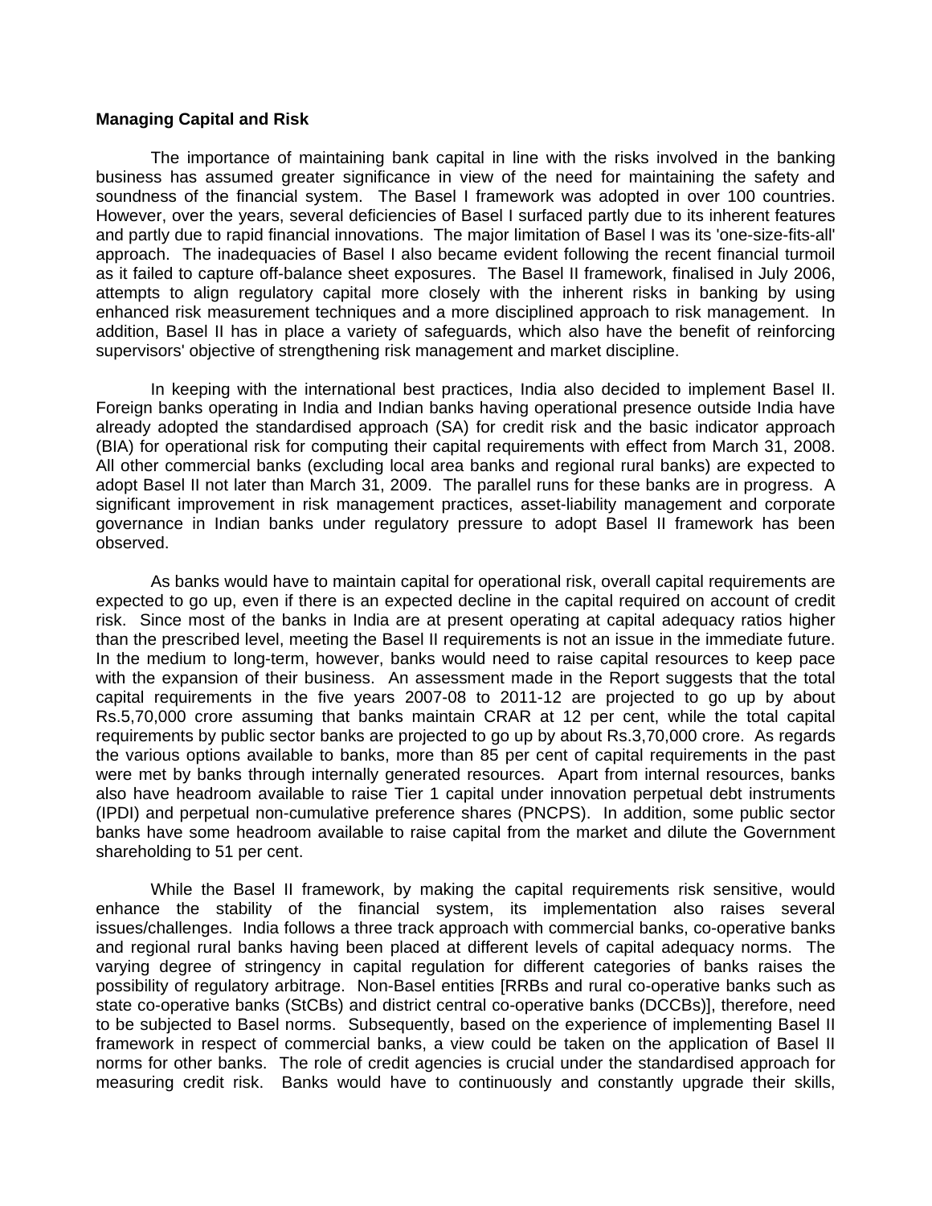**Managing Capital and Risk**

The importance of maintaining bank capital in line with the risks involved in the banking business has assumed greater significance in view of the need for maintaining the safety and soundness of the financial system. The Basel I framework was adopted in over 100 countries. However, over the years, several deficiencies of Basel I surfaced partly due to its inherent features and partly due to rapid financial innovations. The major limitation of Basel I was its 'one-size-fits-all' approach. The inadequacies of Basel I also became evident following the recent financial turmoil as it failed to capture off-balance sheet exposures. The Basel II framework, finalised in July 2006, attempts to align regulatory capital more closely with the inherent risks in banking by using enhanced risk measurement techniques and a more disciplined approach to risk management. In addition, Basel II has in place a variety of safeguards, which also have the benefit of reinforcing supervisors' objective of strengthening risk management and market discipline.

In keeping with the international best practices, India also decided to implement Basel II. Foreign banks operating in India and Indian banks having operational presence outside India have already adopted the standardised approach (SA) for credit risk and the basic indicator approach (BIA) for operational risk for computing their capital requirements with effect from March 31, 2008. All other commercial banks (excluding local area banks and regional rural banks) are expected to adopt Basel II not later than March 31, 2009. The parallel runs for these banks are in progress. A significant improvement in risk management practices, asset-liability management and corporate governance in Indian banks under regulatory pressure to adopt Basel II framework has been observed.

As banks would have to maintain capital for operational risk, overall capital requirements are expected to go up, even if there is an expected decline in the capital required on account of credit risk. Since most of the banks in India are at present operating at capital adequacy ratios higher than the prescribed level, meeting the Basel II requirements is not an issue in the immediate future. In the medium to long-term, however, banks would need to raise capital resources to keep pace with the expansion of their business. An assessment made in the Report suggests that the total capital requirements in the five years 2007-08 to 2011-12 are projected to go up by about Rs.5,70,000 crore assuming that banks maintain CRAR at 12 per cent, while the total capital requirements by public sector banks are projected to go up by about Rs.3,70,000 crore. As regards the various options available to banks, more than 85 per cent of capital requirements in the past were met by banks through internally generated resources. Apart from internal resources, banks also have headroom available to raise Tier 1 capital under innovation perpetual debt instruments (IPDI) and perpetual non-cumulative preference shares (PNCPS). In addition, some public sector banks have some headroom available to raise capital from the market and dilute the Government shareholding to 51 per cent.

While the Basel II framework, by making the capital requirements risk sensitive, would enhance the stability of the financial system, its implementation also raises several issues/challenges. India follows a three track approach with commercial banks, co-operative banks and regional rural banks having been placed at different levels of capital adequacy norms. The varying degree of stringency in capital regulation for different categories of banks raises the possibility of regulatory arbitrage. Non-Basel entities [RRBs and rural co-operative banks such as state co-operative banks (StCBs) and district central co-operative banks (DCCBs)], therefore, need to be subjected to Basel norms. Subsequently, based on the experience of implementing Basel II framework in respect of commercial banks, a view could be taken on the application of Basel II norms for other banks. The role of credit agencies is crucial under the standardised approach for measuring credit risk. Banks would have to continuously and constantly upgrade their skills,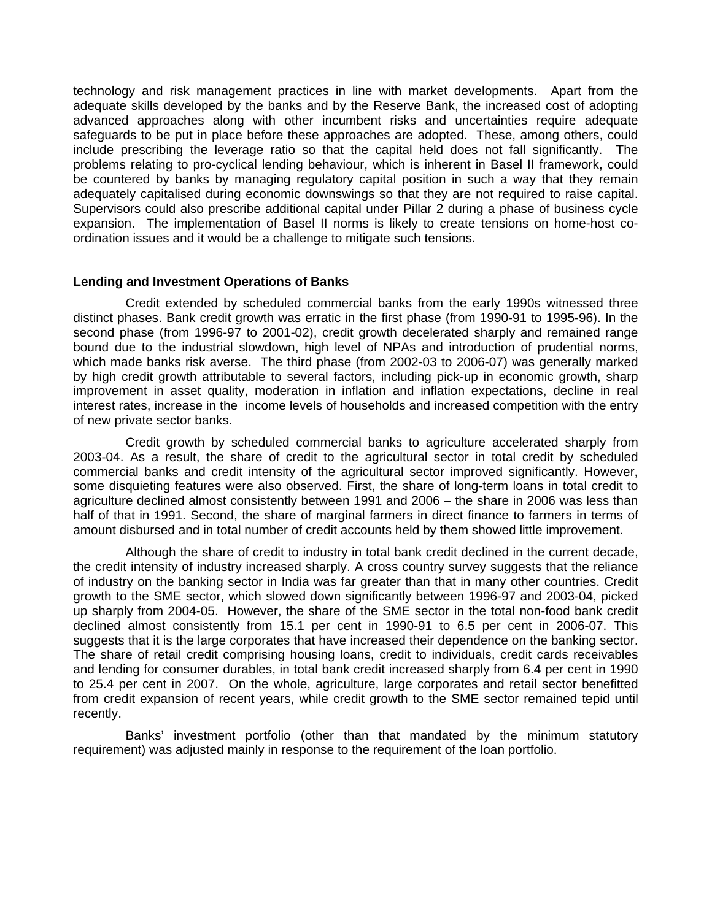technology and risk management practices in line with market developments. Apart from the adequate skills developed by the banks and by the Reserve Bank, the increased cost of adopting advanced approaches along with other incumbent risks and uncertainties require adequate safeguards to be put in place before these approaches are adopted. These, among others, could include prescribing the leverage ratio so that the capital held does not fall significantly. The problems relating to pro-cyclical lending behaviour, which is inherent in Basel II framework, could be countered by banks by managing regulatory capital position in such a way that they remain adequately capitalised during economic downswings so that they are not required to raise capital. Supervisors could also prescribe additional capital under Pillar 2 during a phase of business cycle expansion. The implementation of Basel II norms is likely to create tensions on home-host co-ordination issues and it would be a challenge to mitigate such tensions.

**Lending and Investment Operations of Banks**

Credit extended by scheduled commercial banks from the early 1990s witnessed three distinct phases. Bank credit growth was erratic in the first phase (from 1990-91 to 1995-96). In the second phase (from 1996-97 to 2001-02), credit growth decelerated sharply and remained range bound due to the industrial slowdown, high level of NPAs and introduction of prudential norms, which made banks risk averse. The third phase (from 2002-03 to 2006-07) was generally marked by high credit growth attributable to several factors, including pick-up in economic growth, sharp improvement in asset quality, moderation in inflation and inflation expectations, decline in real interest rates, increase in the income levels of households and increased competition with the entry of new private sector banks.

Credit growth by scheduled commercial banks to agriculture accelerated sharply from 2003-04. As a result, the share of credit to the agricultural sector in total credit by scheduled commercial banks and credit intensity of the agricultural sector improved significantly. However, some disquieting features were also observed. First, the share of long-term loans in total credit to agriculture declined almost consistently between 1991 and 2006 – the share in 2006 was less than half of that in 1991. Second, the share of marginal farmers in direct finance to farmers in terms of amount disbursed and in total number of credit accounts held by them showed little improvement.

Although the share of credit to industry in total bank credit declined in the current decade, the credit intensity of industry increased sharply. A cross country survey suggests that the reliance of industry on the banking sector in India was far greater than that in many other countries. Credit growth to the SME sector, which slowed down significantly between 1996-97 and 2003-04, picked up sharply from 2004-05. However, the share of the SME sector in the total non-food bank credit declined almost consistently from 15.1 per cent in 1990-91 to 6.5 per cent in 2006-07. This suggests that it is the large corporates that have increased their dependence on the banking sector. The share of retail credit comprising housing loans, credit to individuals, credit cards receivables and lending for consumer durables, in total bank credit increased sharply from 6.4 per cent in 1990 to 25.4 per cent in 2007. On the whole, agriculture, large corporates and retail sector benefitted from credit expansion of recent years, while credit growth to the SME sector remained tepid until recently.

Banks' investment portfolio (other than that mandated by the minimum statutory requirement) was adjusted mainly in response to the requirement of the loan portfolio.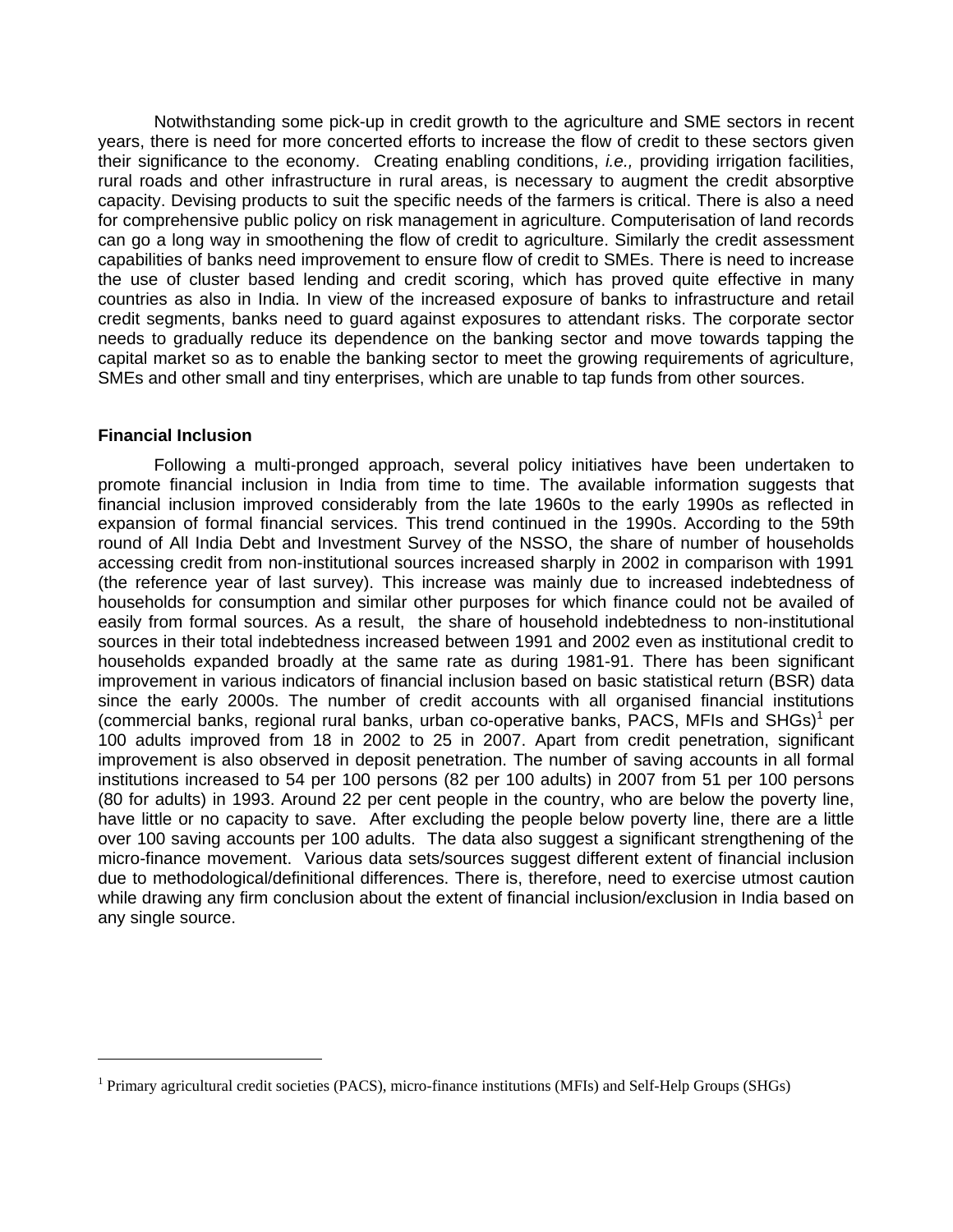Notwithstanding some pick-up in credit growth to the agriculture and SME sectors in recent years, there is need for more concerted efforts to increase the flow of credit to these sectors given their significance to the economy. Creating enabling conditions, *i.e.,* providing irrigation facilities, rural roads and other infrastructure in rural areas, is necessary to augment the credit absorptive capacity. Devising products to suit the specific needs of the farmers is critical. There is also a need for comprehensive public policy on risk management in agriculture. Computerisation of land records can go a long way in smoothening the flow of credit to agriculture. Similarly the credit assessment capabilities of banks need improvement to ensure flow of credit to SMEs. There is need to increase the use of cluster based lending and credit scoring, which has proved quite effective in many countries as also in India. In view of the increased exposure of banks to infrastructure and retail credit segments, banks need to guard against exposures to attendant risks. The corporate sector needs to gradually reduce its dependence on the banking sector and move towards tapping the capital market so as to enable the banking sector to meet the growing requirements of agriculture, SMEs and other small and tiny enterprises, which are unable to tap funds from other sources.

**Financial Inclusion**

Following a multi-pronged approach, several policy initiatives have been undertaken to promote financial inclusion in India from time to time. The available information suggests that financial inclusion improved considerably from the late 1960s to the early 1990s as reflected in expansion of formal financial services. This trend continued in the 1990s. According to the 59th round of All India Debt and Investment Survey of the NSSO, the share of number of households accessing credit from non-institutional sources increased sharply in 2002 in comparison with 1991 (the reference year of last survey). This increase was mainly due to increased indebtedness of households for consumption and similar other purposes for which finance could not be availed of easily from formal sources. As a result, the share of household indebtedness to non-institutional sources in their total indebtedness increased between 1991 and 2002 even as institutional credit to households expanded broadly at the same rate as during 1981-91. There has been significant improvement in various indicators of financial inclusion based on basic statistical return (BSR) data since the early 2000s. The number of credit accounts with all organised financial institutions (commercial banks, regional rural banks, urban co-operative banks, PACS, MFIs and SHGs)[1] per 100 adults improved from 18 in 2002 to 25 in 2007. Apart from credit penetration, significant improvement is also observed in deposit penetration. The number of saving accounts in all formal institutions increased to 54 per 100 persons (82 per 100 adults) in 2007 from 51 per 100 persons (80 for adults) in 1993. Around 22 per cent people in the country, who are below the poverty line, have little or no capacity to save. After excluding the people below poverty line, there are a little over 100 saving accounts per 100 adults. The data also suggest a significant strengthening of the micro-finance movement. Various data sets/sources suggest different extent of financial inclusion due to methodological/definitional differences. There is, therefore, need to exercise utmost caution while drawing any firm conclusion about the extent of financial inclusion/exclusion in India based on any single source.

[1] Primary agricultural credit societies (PACS), micro-finance institutions (MFIs) and Self-Help Groups (SHGs)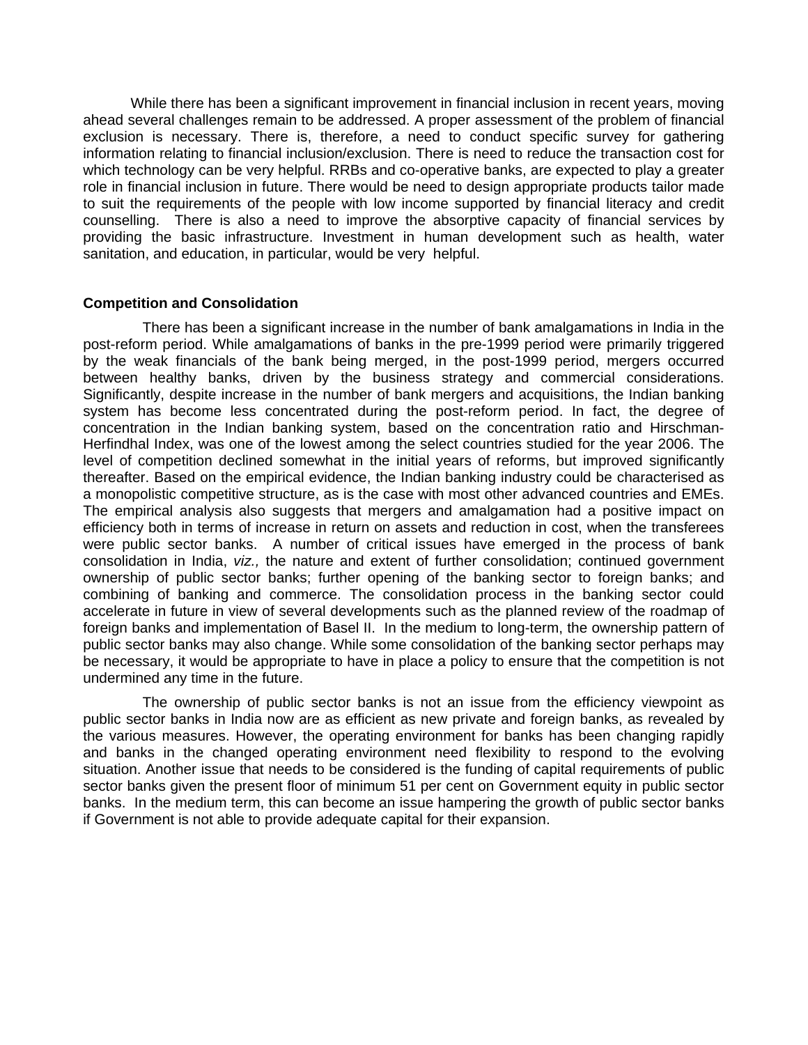While there has been a significant improvement in financial inclusion in recent years, moving ahead several challenges remain to be addressed. A proper assessment of the problem of financial exclusion is necessary. There is, therefore, a need to conduct specific survey for gathering information relating to financial inclusion/exclusion. There is need to reduce the transaction cost for which technology can be very helpful. RRBs and co-operative banks, are expected to play a greater role in financial inclusion in future. There would be need to design appropriate products tailor made to suit the requirements of the people with low income supported by financial literacy and credit counselling. There is also a need to improve the absorptive capacity of financial services by providing the basic infrastructure. Investment in human development such as health, water sanitation, and education, in particular, would be very helpful.

**Competition and Consolidation**

There has been a significant increase in the number of bank amalgamations in India in the post-reform period. While amalgamations of banks in the pre-1999 period were primarily triggered by the weak financials of the bank being merged, in the post-1999 period, mergers occurred between healthy banks, driven by the business strategy and commercial considerations. Significantly, despite increase in the number of bank mergers and acquisitions, the Indian banking system has become less concentrated during the post-reform period. In fact, the degree of concentration in the Indian banking system, based on the concentration ratio and Hirschman-Herfindhal Index, was one of the lowest among the select countries studied for the year 2006. The level of competition declined somewhat in the initial years of reforms, but improved significantly thereafter. Based on the empirical evidence, the Indian banking industry could be characterised as a monopolistic competitive structure, as is the case with most other advanced countries and EMEs. The empirical analysis also suggests that mergers and amalgamation had a positive impact on efficiency both in terms of increase in return on assets and reduction in cost, when the transferees were public sector banks. A number of critical issues have emerged in the process of bank consolidation in India, *viz.,* the nature and extent of further consolidation; continued government ownership of public sector banks; further opening of the banking sector to foreign banks; and combining of banking and commerce. The consolidation process in the banking sector could accelerate in future in view of several developments such as the planned review of the roadmap of foreign banks and implementation of Basel II. In the medium to long-term, the ownership pattern of public sector banks may also change. While some consolidation of the banking sector perhaps may be necessary, it would be appropriate to have in place a policy to ensure that the competition is not undermined any time in the future.

The ownership of public sector banks is not an issue from the efficiency viewpoint as public sector banks in India now are as efficient as new private and foreign banks, as revealed by the various measures. However, the operating environment for banks has been changing rapidly and banks in the changed operating environment need flexibility to respond to the evolving situation. Another issue that needs to be considered is the funding of capital requirements of public sector banks given the present floor of minimum 51 per cent on Government equity in public sector banks. In the medium term, this can become an issue hampering the growth of public sector banks if Government is not able to provide adequate capital for their expansion.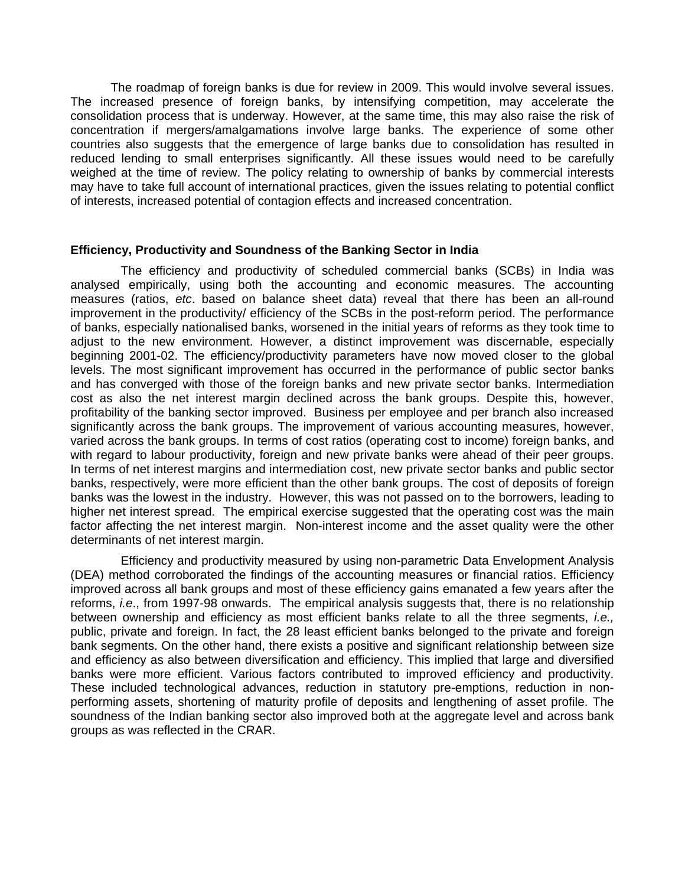The roadmap of foreign banks is due for review in 2009. This would involve several issues. The increased presence of foreign banks, by intensifying competition, may accelerate the consolidation process that is underway. However, at the same time, this may also raise the risk of concentration if mergers/amalgamations involve large banks. The experience of some other countries also suggests that the emergence of large banks due to consolidation has resulted in reduced lending to small enterprises significantly. All these issues would need to be carefully weighed at the time of review. The policy relating to ownership of banks by commercial interests may have to take full account of international practices, given the issues relating to potential conflict of interests, increased potential of contagion effects and increased concentration.

**Efficiency, Productivity and Soundness of the Banking Sector in India**

The efficiency and productivity of scheduled commercial banks (SCBs) in India was analysed empirically, using both the accounting and economic measures. The accounting measures (ratios, *etc*. based on balance sheet data) reveal that there has been an all-round improvement in the productivity/ efficiency of the SCBs in the post-reform period. The performance of banks, especially nationalised banks, worsened in the initial years of reforms as they took time to adjust to the new environment. However, a distinct improvement was discernable, especially beginning 2001-02. The efficiency/productivity parameters have now moved closer to the global levels. The most significant improvement has occurred in the performance of public sector banks and has converged with those of the foreign banks and new private sector banks. Intermediation cost as also the net interest margin declined across the bank groups. Despite this, however, profitability of the banking sector improved. Business per employee and per branch also increased significantly across the bank groups. The improvement of various accounting measures, however, varied across the bank groups. In terms of cost ratios (operating cost to income) foreign banks, and with regard to labour productivity, foreign and new private banks were ahead of their peer groups. In terms of net interest margins and intermediation cost, new private sector banks and public sector banks, respectively, were more efficient than the other bank groups. The cost of deposits of foreign banks was the lowest in the industry. However, this was not passed on to the borrowers, leading to higher net interest spread. The empirical exercise suggested that the operating cost was the main factor affecting the net interest margin. Non-interest income and the asset quality were the other determinants of net interest margin.

Efficiency and productivity measured by using non-parametric Data Envelopment Analysis (DEA) method corroborated the findings of the accounting measures or financial ratios. Efficiency improved across all bank groups and most of these efficiency gains emanated a few years after the reforms, *i.e*., from 1997-98 onwards. The empirical analysis suggests that, there is no relationship between ownership and efficiency as most efficient banks relate to all the three segments, *i.e.,* public, private and foreign. In fact, the 28 least efficient banks belonged to the private and foreign bank segments. On the other hand, there exists a positive and significant relationship between size and efficiency as also between diversification and efficiency. This implied that large and diversified banks were more efficient. Various factors contributed to improved efficiency and productivity. These included technological advances, reduction in statutory pre-emptions, reduction in non-performing assets, shortening of maturity profile of deposits and lengthening of asset profile. The soundness of the Indian banking sector also improved both at the aggregate level and across bank groups as was reflected in the CRAR.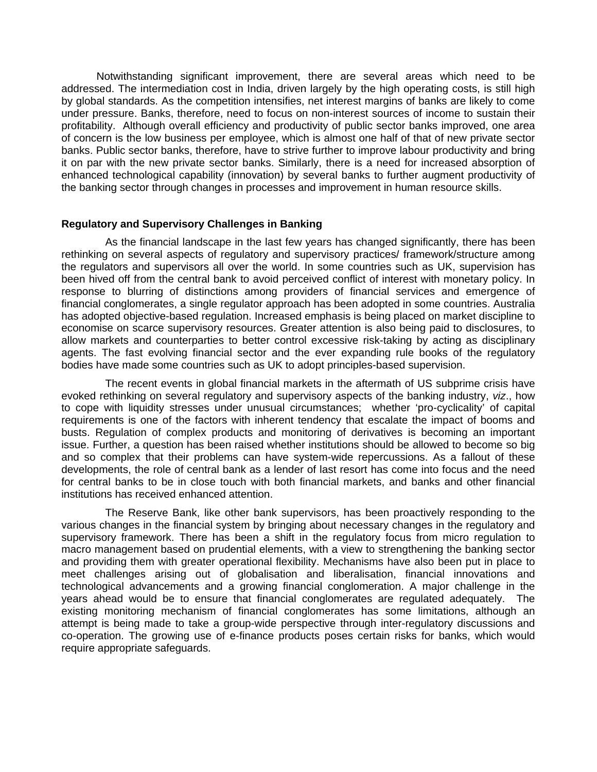Notwithstanding significant improvement, there are several areas which need to be addressed. The intermediation cost in India, driven largely by the high operating costs, is still high by global standards. As the competition intensifies, net interest margins of banks are likely to come under pressure. Banks, therefore, need to focus on non-interest sources of income to sustain their profitability. Although overall efficiency and productivity of public sector banks improved, one area of concern is the low business per employee, which is almost one half of that of new private sector banks. Public sector banks, therefore, have to strive further to improve labour productivity and bring it on par with the new private sector banks. Similarly, there is a need for increased absorption of enhanced technological capability (innovation) by several banks to further augment productivity of the banking sector through changes in processes and improvement in human resource skills.

**Regulatory and Supervisory Challenges in Banking**

As the financial landscape in the last few years has changed significantly, there has been rethinking on several aspects of regulatory and supervisory practices/ framework/structure among the regulators and supervisors all over the world. In some countries such as UK, supervision has been hived off from the central bank to avoid perceived conflict of interest with monetary policy. In response to blurring of distinctions among providers of financial services and emergence of financial conglomerates, a single regulator approach has been adopted in some countries. Australia has adopted objective-based regulation. Increased emphasis is being placed on market discipline to economise on scarce supervisory resources. Greater attention is also being paid to disclosures, to allow markets and counterparties to better control excessive risk-taking by acting as disciplinary agents. The fast evolving financial sector and the ever expanding rule books of the regulatory bodies have made some countries such as UK to adopt principles-based supervision.

The recent events in global financial markets in the aftermath of US subprime crisis have evoked rethinking on several regulatory and supervisory aspects of the banking industry, *viz*., how to cope with liquidity stresses under unusual circumstances; whether 'pro-cyclicality' of capital requirements is one of the factors with inherent tendency that escalate the impact of booms and busts. Regulation of complex products and monitoring of derivatives is becoming an important issue. Further, a question has been raised whether institutions should be allowed to become so big and so complex that their problems can have system-wide repercussions. As a fallout of these developments, the role of central bank as a lender of last resort has come into focus and the need for central banks to be in close touch with both financial markets, and banks and other financial institutions has received enhanced attention.

The Reserve Bank, like other bank supervisors, has been proactively responding to the various changes in the financial system by bringing about necessary changes in the regulatory and supervisory framework. There has been a shift in the regulatory focus from micro regulation to macro management based on prudential elements, with a view to strengthening the banking sector and providing them with greater operational flexibility. Mechanisms have also been put in place to meet challenges arising out of globalisation and liberalisation, financial innovations and technological advancements and a growing financial conglomeration. A major challenge in the years ahead would be to ensure that financial conglomerates are regulated adequately. The existing monitoring mechanism of financial conglomerates has some limitations, although an attempt is being made to take a group-wide perspective through inter-regulatory discussions and co-operation. The growing use of e-finance products poses certain risks for banks, which would require appropriate safeguards.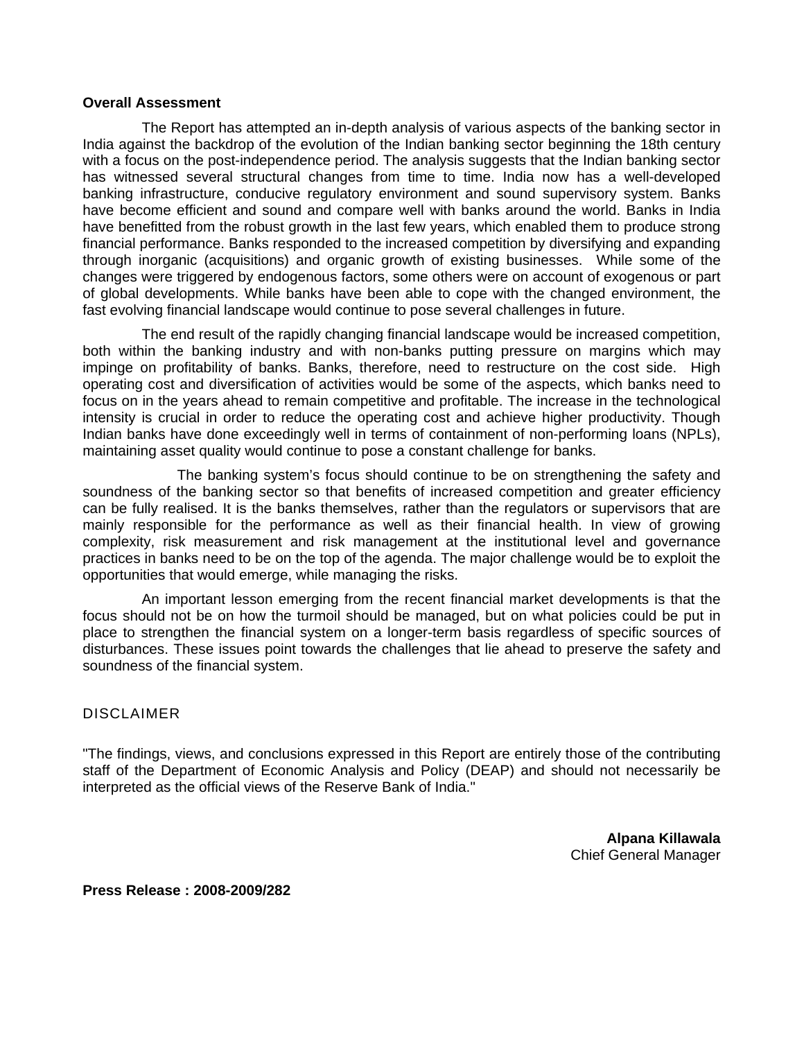**Overall Assessment**

The Report has attempted an in-depth analysis of various aspects of the banking sector in India against the backdrop of the evolution of the Indian banking sector beginning the 18th century with a focus on the post-independence period. The analysis suggests that the Indian banking sector has witnessed several structural changes from time to time. India now has a well-developed banking infrastructure, conducive regulatory environment and sound supervisory system. Banks have become efficient and sound and compare well with banks around the world. Banks in India have benefitted from the robust growth in the last few years, which enabled them to produce strong financial performance. Banks responded to the increased competition by diversifying and expanding through inorganic (acquisitions) and organic growth of existing businesses. While some of the changes were triggered by endogenous factors, some others were on account of exogenous or part of global developments. While banks have been able to cope with the changed environment, the fast evolving financial landscape would continue to pose several challenges in future.

The end result of the rapidly changing financial landscape would be increased competition, both within the banking industry and with non-banks putting pressure on margins which may impinge on profitability of banks. Banks, therefore, need to restructure on the cost side. High operating cost and diversification of activities would be some of the aspects, which banks need to focus on in the years ahead to remain competitive and profitable. The increase in the technological intensity is crucial in order to reduce the operating cost and achieve higher productivity. Though Indian banks have done exceedingly well in terms of containment of non-performing loans (NPLs), maintaining asset quality would continue to pose a constant challenge for banks.

The banking system's focus should continue to be on strengthening the safety and soundness of the banking sector so that benefits of increased competition and greater efficiency can be fully realised. It is the banks themselves, rather than the regulators or supervisors that are mainly responsible for the performance as well as their financial health. In view of growing complexity, risk measurement and risk management at the institutional level and governance practices in banks need to be on the top of the agenda. The major challenge would be to exploit the opportunities that would emerge, while managing the risks.

An important lesson emerging from the recent financial market developments is that the focus should not be on how the turmoil should be managed, but on what policies could be put in place to strengthen the financial system on a longer-term basis regardless of specific sources of disturbances. These issues point towards the challenges that lie ahead to preserve the safety and soundness of the financial system.

DISCLAIMER

"The findings, views, and conclusions expressed in this Report are entirely those of the contributing staff of the Department of Economic Analysis and Policy (DEAP) and should not necessarily be interpreted as the official views of the Reserve Bank of India."

**Alpana Killawala**
Chief General Manager

**Press Release : 2008-2009/282**